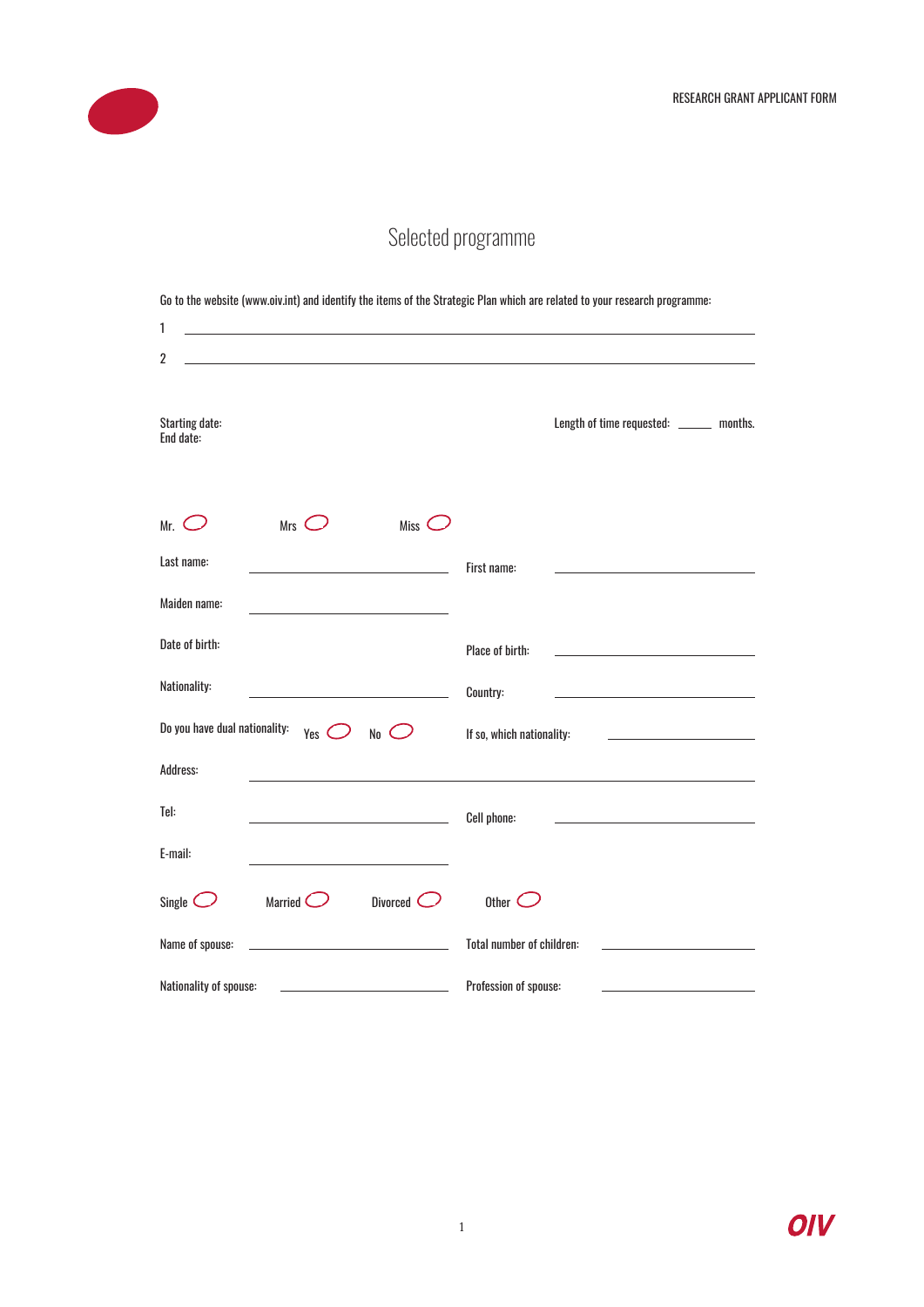# Selected programme

Go to the website (www.oiv.int) and identify the items of the Strategic Plan which are related to your research programme:

1 ______________________________________________

2 ______________________________________________

Starting date:
End date:

Length of time requested: _____ months.

Mr. ◯ Mrs ◯ Miss ◯

Last name: ____________________ First name: ____________________

Maiden name: ____________________

Date of birth: Place of birth: ____________________

Nationality: ____________________ Country: ____________________

Do you have dual nationality: Yes ◯ No ◯ If so, which nationality: ____________________

Address: ______________________________________________

Tel: ____________________ Cell phone: ____________________

E-mail: ____________________

Single ◯ Married ◯ Divorced ◯ Other ◯

Name of spouse: ____________________ Total number of children: ____________________

Nationality of spouse: ____________________ Profession of spouse: ____________________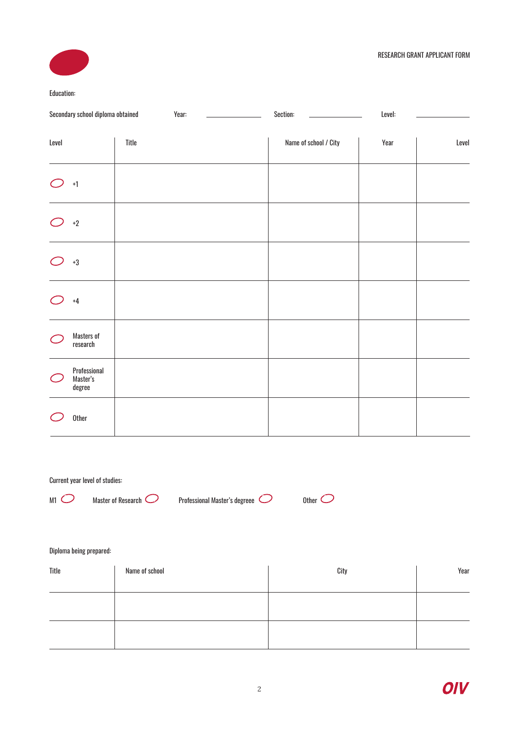Education:

Secondary school diploma obtained Year: ____________ Section: ____________ Level: ____________

| Level | Title | Name of school / City | Year | Level |
| --- | --- | --- | --- | --- |
| ◯ +1 | | | | |
| ◯ +2 | | | | |
| ◯ +3 | | | | |
| ◯ +4 | | | | |
| ◯ Masters of research | | | | |
| ◯ Professional Master's degree | | | | |
| ◯ Other | | | | |

Current year level of studies:

M1 ◯ Master of Research ◯ Professional Master's degreee ◯ Other ◯

Diploma being prepared:

| Title | Name of school | City | Year |
| --- | --- | --- | --- |
| | | | |
| | | | |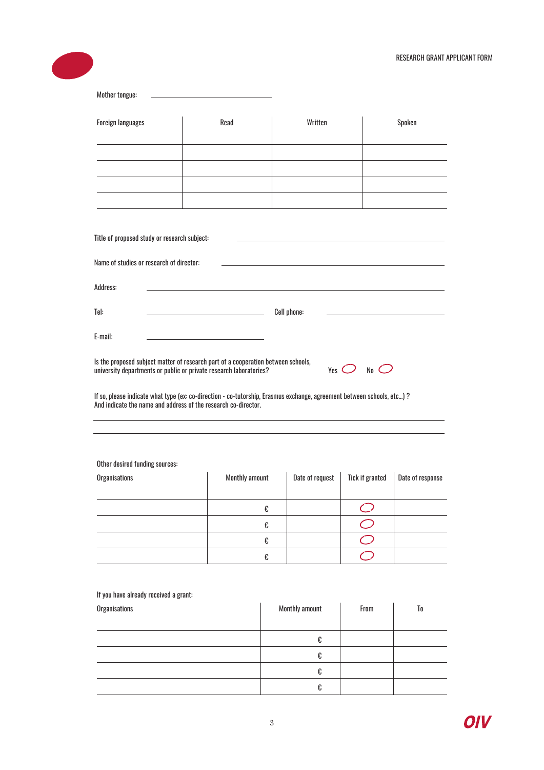Mother tongue: ______________________

| Foreign languages | Read | Written | Spoken |
|---|---|---|---|
| | | | |
| | | | |
| | | | |
| | | | |

Title of proposed study or research subject: ______________________

Name of studies or research of director: ______________________

Address: ______________________

Tel: ______________________ Cell phone: ______________________

E-mail: ______________________

Is the proposed subject matter of research part of a cooperation between schools, university departments or public or private research laboratories? Yes ◯ No ◯

If so, please indicate what type (ex: co-direction - co-tutorship, Erasmus exchange, agreement between schools, etc...) ?
And indicate the name and address of the research co-director.

______________________

______________________

Other desired funding sources:

| Organisations | Monthly amount | Date of request | Tick if granted | Date of response |
|---|---|---|---|---|
| | € | | ◯ | |
| | € | | ◯ | |
| | € | | ◯ | |
| | € | | ◯ | |

If you have already received a grant:

| Organisations | Monthly amount | From | To |
|---|---|---|---|
| | € | | |
| | € | | |
| | € | | |
| | € | | |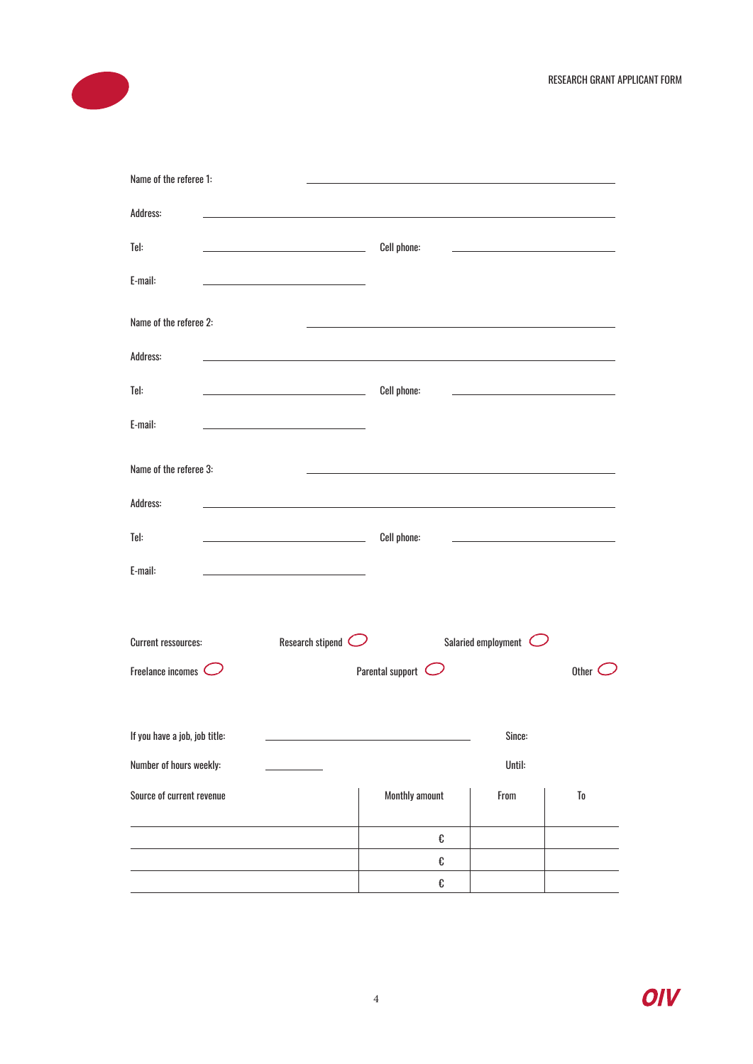Name of the referee 1: ______________________________

Address: ______________________________

Tel: ______________________ Cell phone: ______________________

E-mail: ______________________

Name of the referee 2: ______________________________

Address: ______________________________

Tel: ______________________ Cell phone: ______________________

E-mail: ______________________

Name of the referee 3: ______________________________

Address: ______________________________

Tel: ______________________ Cell phone: ______________________

E-mail: ______________________

Current ressources: Research stipend ○ Salaried employment ○

Freelance incomes ○ Parental support ○ Other ○

If you have a job, job title: ______________________ Since:

Number of hours weekly: __________ Until:

| Source of current revenue | Monthly amount | From | To |
|---|---|---|---|
| | € | | |
| | € | | |
| | € | | |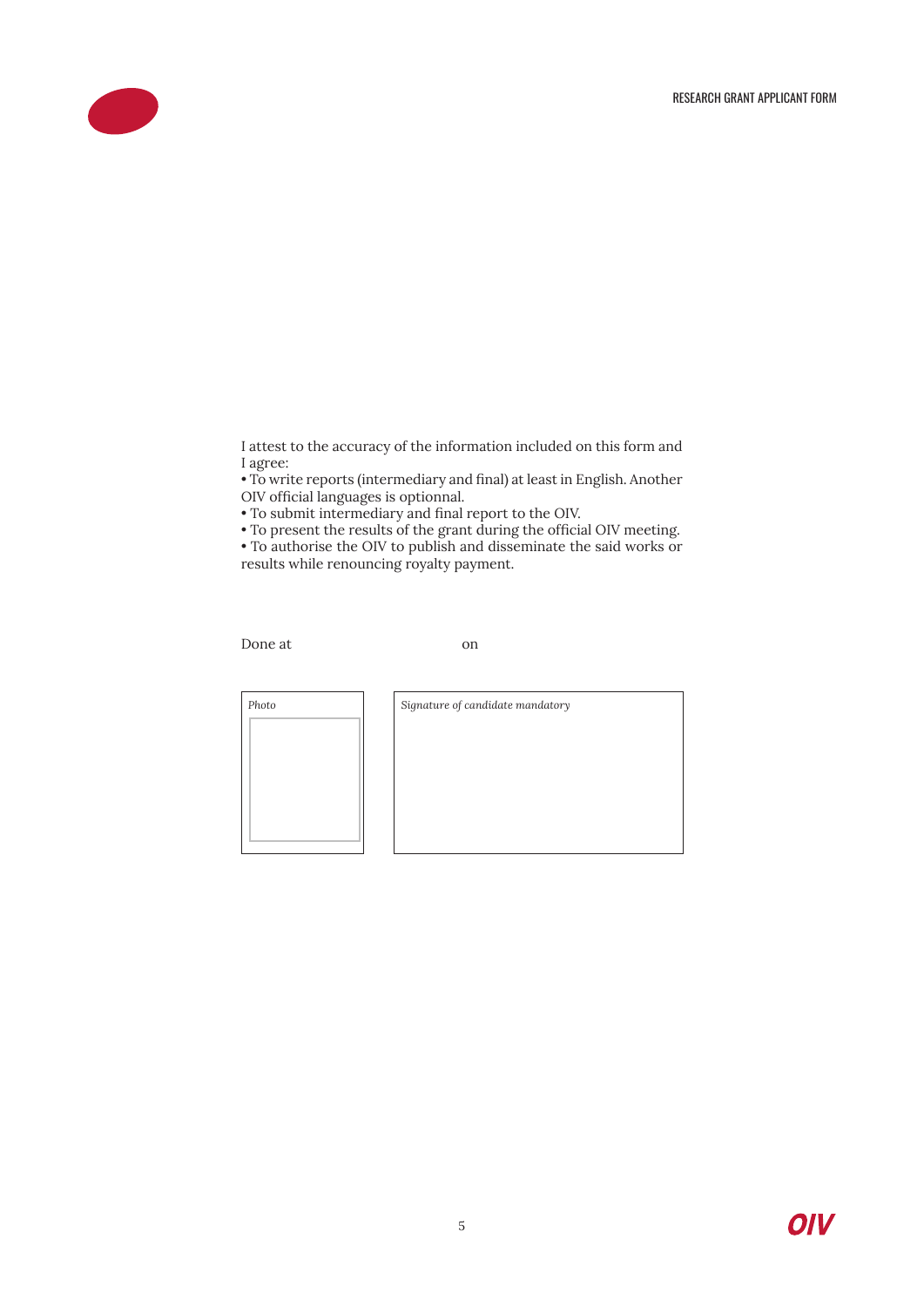I attest to the accuracy of the information included on this form and I agree:

- To write reports (intermediary and final) at least in English. Another OIV official languages is optionnal.
- To submit intermediary and final report to the OIV.
- To present the results of the grant during the official OIV meeting.
- To authorise the OIV to publish and disseminate the said works or results while renouncing royalty payment.

Done at on

| *Photo* | *Signature of candidate mandatory* |
| --- | --- |
| | |